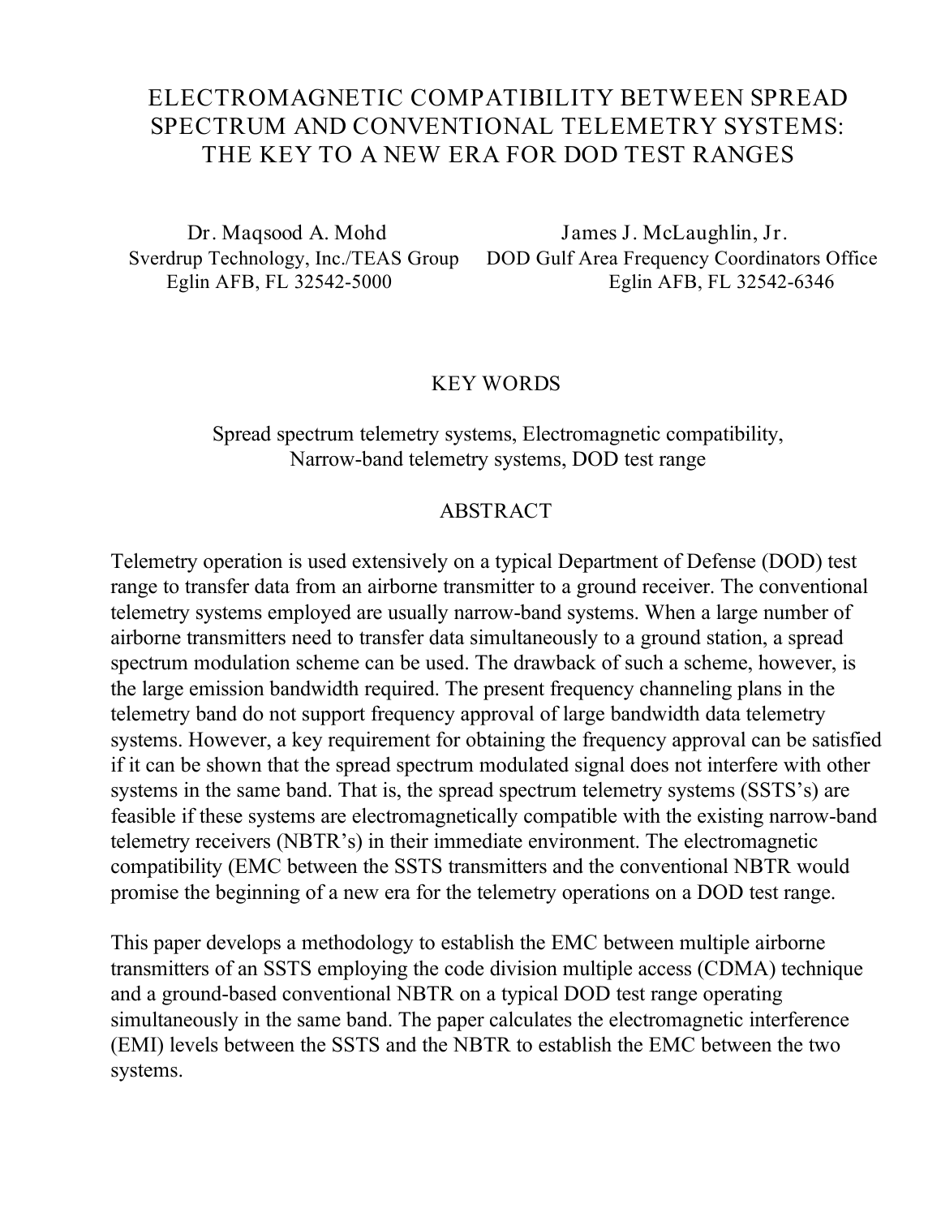# ELECTROMAGNETIC COMPATIBILITY BETWEEN SPREAD SPECTRUM AND CONVENTIONAL TELEMETRY SYSTEMS: THE KEY TO A NEW ERA FOR DOD TEST RANGES

Dr. Maqsood A. Mohd
Sverdrup Technology, Inc./TEAS Group
Eglin AFB, FL 32542-5000

James J. McLaughlin, Jr.
DOD Gulf Area Frequency Coordinators Office
Eglin AFB, FL 32542-6346

## KEY WORDS

Spread spectrum telemetry systems, Electromagnetic compatibility, Narrow-band telemetry systems, DOD test range

## ABSTRACT

Telemetry operation is used extensively on a typical Department of Defense (DOD) test range to transfer data from an airborne transmitter to a ground receiver. The conventional telemetry systems employed are usually narrow-band systems. When a large number of airborne transmitters need to transfer data simultaneously to a ground station, a spread spectrum modulation scheme can be used. The drawback of such a scheme, however, is the large emission bandwidth required. The present frequency channeling plans in the telemetry band do not support frequency approval of large bandwidth data telemetry systems. However, a key requirement for obtaining the frequency approval can be satisfied if it can be shown that the spread spectrum modulated signal does not interfere with other systems in the same band. That is, the spread spectrum telemetry systems (SSTS's) are feasible if these systems are electromagnetically compatible with the existing narrow-band telemetry receivers (NBTR's) in their immediate environment. The electromagnetic compatibility (EMC between the SSTS transmitters and the conventional NBTR would promise the beginning of a new era for the telemetry operations on a DOD test range.

This paper develops a methodology to establish the EMC between multiple airborne transmitters of an SSTS employing the code division multiple access (CDMA) technique and a ground-based conventional NBTR on a typical DOD test range operating simultaneously in the same band. The paper calculates the electromagnetic interference (EMI) levels between the SSTS and the NBTR to establish the EMC between the two systems.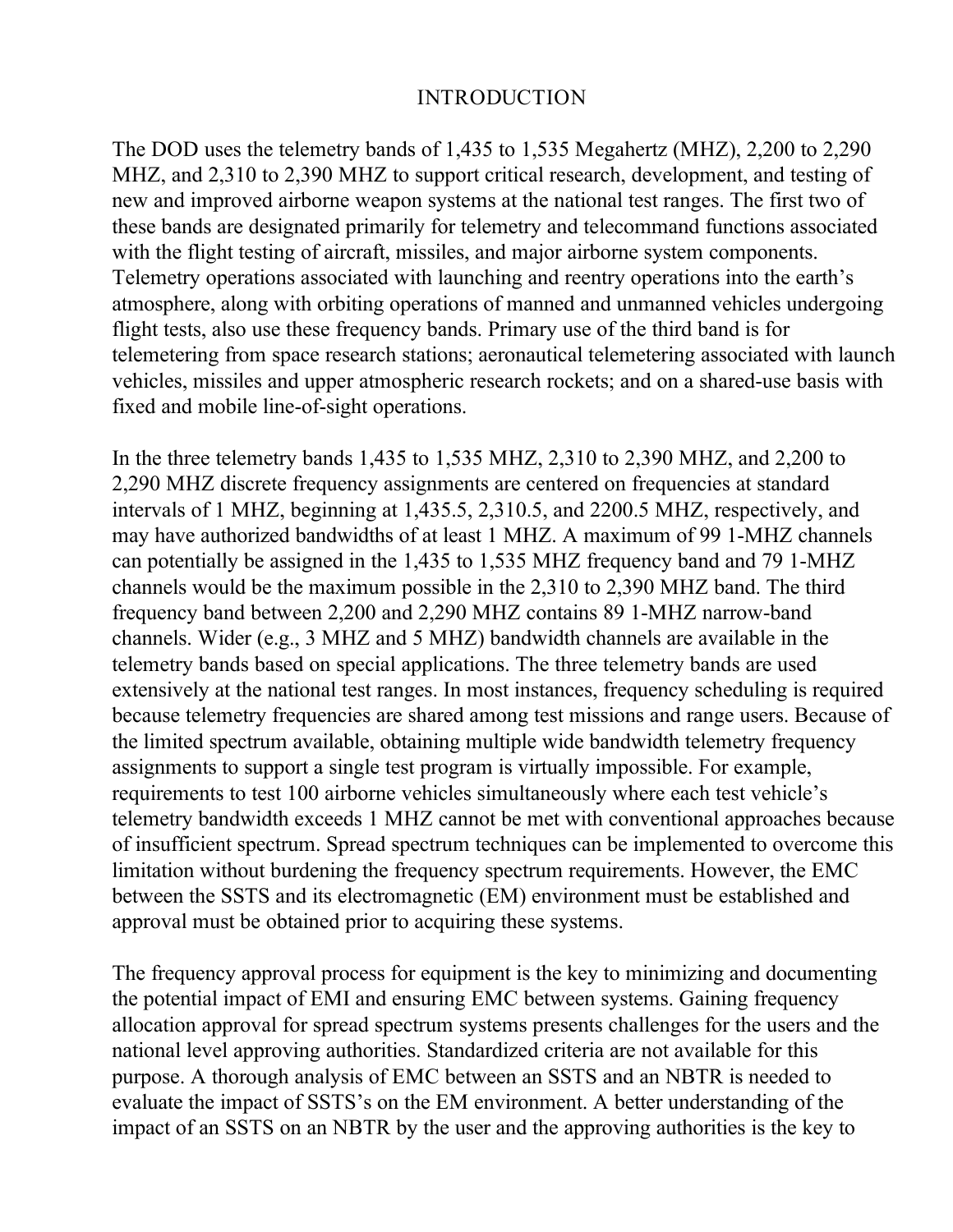# INTRODUCTION

The DOD uses the telemetry bands of 1,435 to 1,535 Megahertz (MHZ), 2,200 to 2,290 MHZ, and 2,310 to 2,390 MHZ to support critical research, development, and testing of new and improved airborne weapon systems at the national test ranges. The first two of these bands are designated primarily for telemetry and telecommand functions associated with the flight testing of aircraft, missiles, and major airborne system components. Telemetry operations associated with launching and reentry operations into the earth's atmosphere, along with orbiting operations of manned and unmanned vehicles undergoing flight tests, also use these frequency bands. Primary use of the third band is for telemetering from space research stations; aeronautical telemetering associated with launch vehicles, missiles and upper atmospheric research rockets; and on a shared-use basis with fixed and mobile line-of-sight operations.

In the three telemetry bands 1,435 to 1,535 MHZ, 2,310 to 2,390 MHZ, and 2,200 to 2,290 MHZ discrete frequency assignments are centered on frequencies at standard intervals of 1 MHZ, beginning at 1,435.5, 2,310.5, and 2200.5 MHZ, respectively, and may have authorized bandwidths of at least 1 MHZ. A maximum of 99 1-MHZ channels can potentially be assigned in the 1,435 to 1,535 MHZ frequency band and 79 1-MHZ channels would be the maximum possible in the 2,310 to 2,390 MHZ band. The third frequency band between 2,200 and 2,290 MHZ contains 89 1-MHZ narrow-band channels. Wider (e.g., 3 MHZ and 5 MHZ) bandwidth channels are available in the telemetry bands based on special applications. The three telemetry bands are used extensively at the national test ranges. In most instances, frequency scheduling is required because telemetry frequencies are shared among test missions and range users. Because of the limited spectrum available, obtaining multiple wide bandwidth telemetry frequency assignments to support a single test program is virtually impossible. For example, requirements to test 100 airborne vehicles simultaneously where each test vehicle's telemetry bandwidth exceeds 1 MHZ cannot be met with conventional approaches because of insufficient spectrum. Spread spectrum techniques can be implemented to overcome this limitation without burdening the frequency spectrum requirements. However, the EMC between the SSTS and its electromagnetic (EM) environment must be established and approval must be obtained prior to acquiring these systems.

The frequency approval process for equipment is the key to minimizing and documenting the potential impact of EMI and ensuring EMC between systems. Gaining frequency allocation approval for spread spectrum systems presents challenges for the users and the national level approving authorities. Standardized criteria are not available for this purpose. A thorough analysis of EMC between an SSTS and an NBTR is needed to evaluate the impact of SSTS's on the EM environment. A better understanding of the impact of an SSTS on an NBTR by the user and the approving authorities is the key to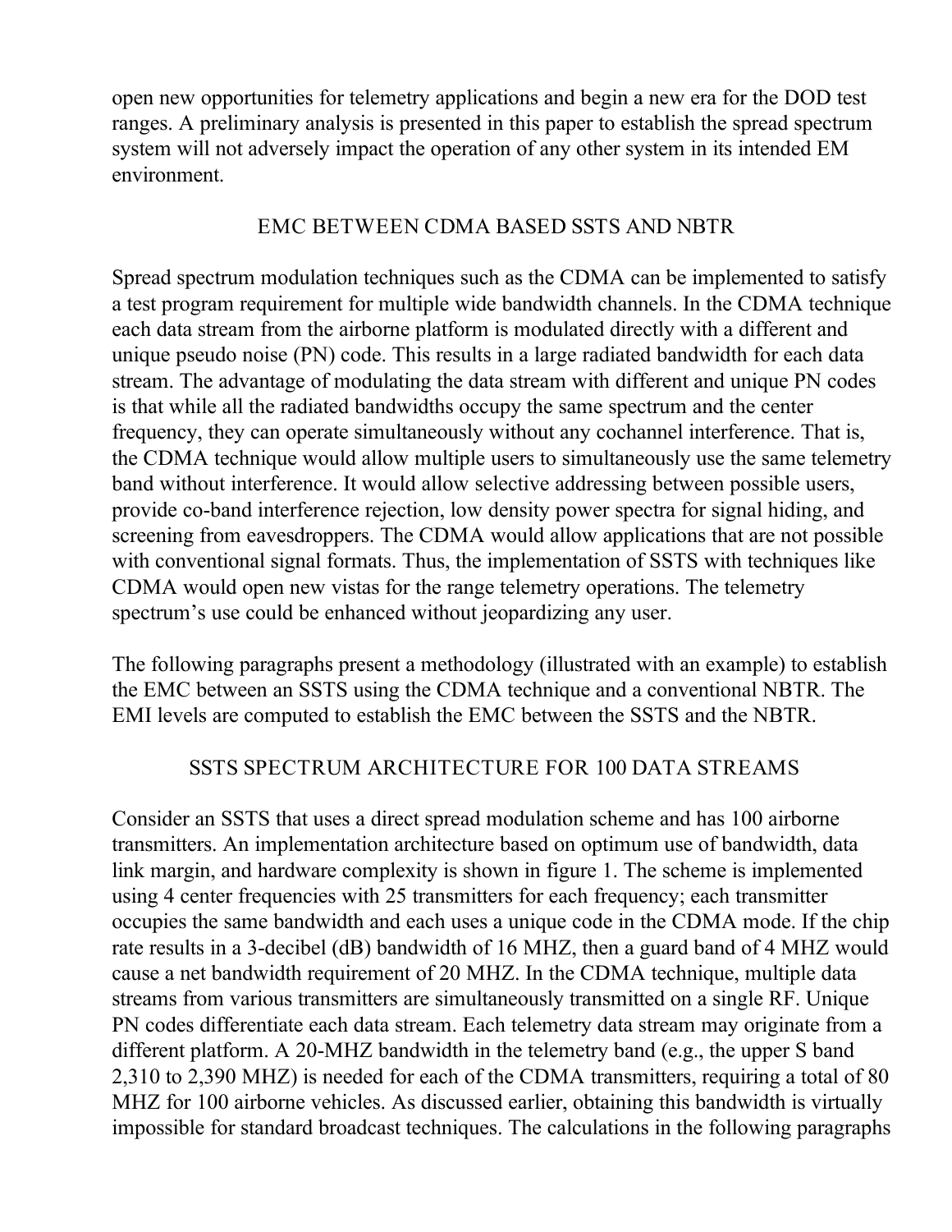open new opportunities for telemetry applications and begin a new era for the DOD test ranges. A preliminary analysis is presented in this paper to establish the spread spectrum system will not adversely impact the operation of any other system in its intended EM environment.

## EMC BETWEEN CDMA BASED SSTS AND NBTR

Spread spectrum modulation techniques such as the CDMA can be implemented to satisfy a test program requirement for multiple wide bandwidth channels. In the CDMA technique each data stream from the airborne platform is modulated directly with a different and unique pseudo noise (PN) code. This results in a large radiated bandwidth for each data stream. The advantage of modulating the data stream with different and unique PN codes is that while all the radiated bandwidths occupy the same spectrum and the center frequency, they can operate simultaneously without any cochannel interference. That is, the CDMA technique would allow multiple users to simultaneously use the same telemetry band without interference. It would allow selective addressing between possible users, provide co-band interference rejection, low density power spectra for signal hiding, and screening from eavesdroppers. The CDMA would allow applications that are not possible with conventional signal formats. Thus, the implementation of SSTS with techniques like CDMA would open new vistas for the range telemetry operations. The telemetry spectrum's use could be enhanced without jeopardizing any user.

The following paragraphs present a methodology (illustrated with an example) to establish the EMC between an SSTS using the CDMA technique and a conventional NBTR. The EMI levels are computed to establish the EMC between the SSTS and the NBTR.

## SSTS SPECTRUM ARCHITECTURE FOR 100 DATA STREAMS

Consider an SSTS that uses a direct spread modulation scheme and has 100 airborne transmitters. An implementation architecture based on optimum use of bandwidth, data link margin, and hardware complexity is shown in figure 1. The scheme is implemented using 4 center frequencies with 25 transmitters for each frequency; each transmitter occupies the same bandwidth and each uses a unique code in the CDMA mode. If the chip rate results in a 3-decibel (dB) bandwidth of 16 MHZ, then a guard band of 4 MHZ would cause a net bandwidth requirement of 20 MHZ. In the CDMA technique, multiple data streams from various transmitters are simultaneously transmitted on a single RF. Unique PN codes differentiate each data stream. Each telemetry data stream may originate from a different platform. A 20-MHZ bandwidth in the telemetry band (e.g., the upper S band 2,310 to 2,390 MHZ) is needed for each of the CDMA transmitters, requiring a total of 80 MHZ for 100 airborne vehicles. As discussed earlier, obtaining this bandwidth is virtually impossible for standard broadcast techniques. The calculations in the following paragraphs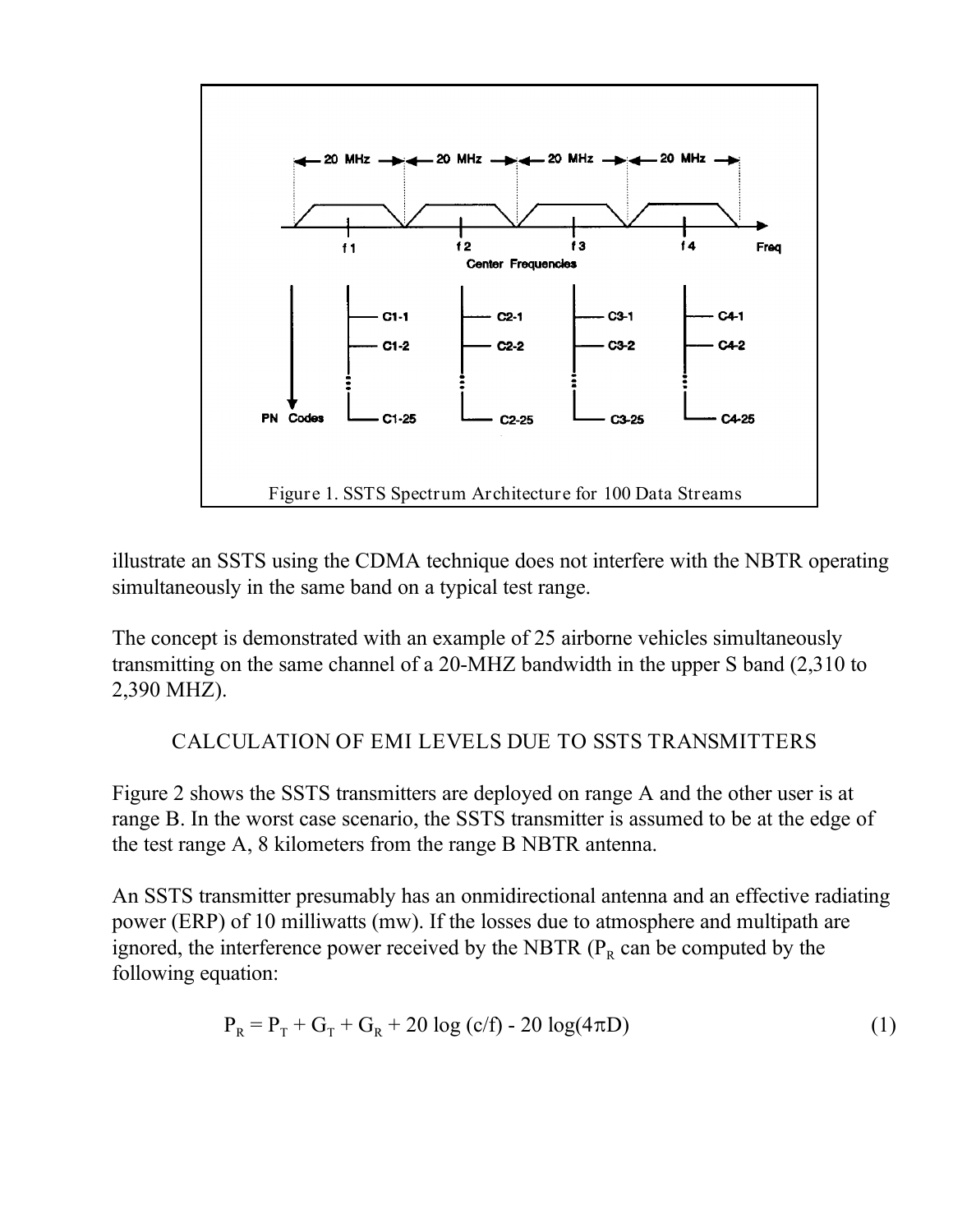Figure 1. SSTS Spectrum Architecture for 100 Data Streams

illustrate an SSTS using the CDMA technique does not interfere with the NBTR operating simultaneously in the same band on a typical test range.

The concept is demonstrated with an example of 25 airborne vehicles simultaneously transmitting on the same channel of a 20-MHZ bandwidth in the upper S band (2,310 to 2,390 MHZ).

## CALCULATION OF EMI LEVELS DUE TO SSTS TRANSMITTERS

Figure 2 shows the SSTS transmitters are deployed on range A and the other user is at range B. In the worst case scenario, the SSTS transmitter is assumed to be at the edge of the test range A, 8 kilometers from the range B NBTR antenna.

An SSTS transmitter presumably has an onmidirectional antenna and an effective radiating power (ERP) of 10 milliwatts (mw). If the losses due to atmosphere and multipath are ignored, the interference power received by the NBTR ($P_R$ can be computed by the following equation:

$$P_R = P_T + G_T + G_R + 20 \log (c/f) - 20 \log(4\pi D) \tag{1}$$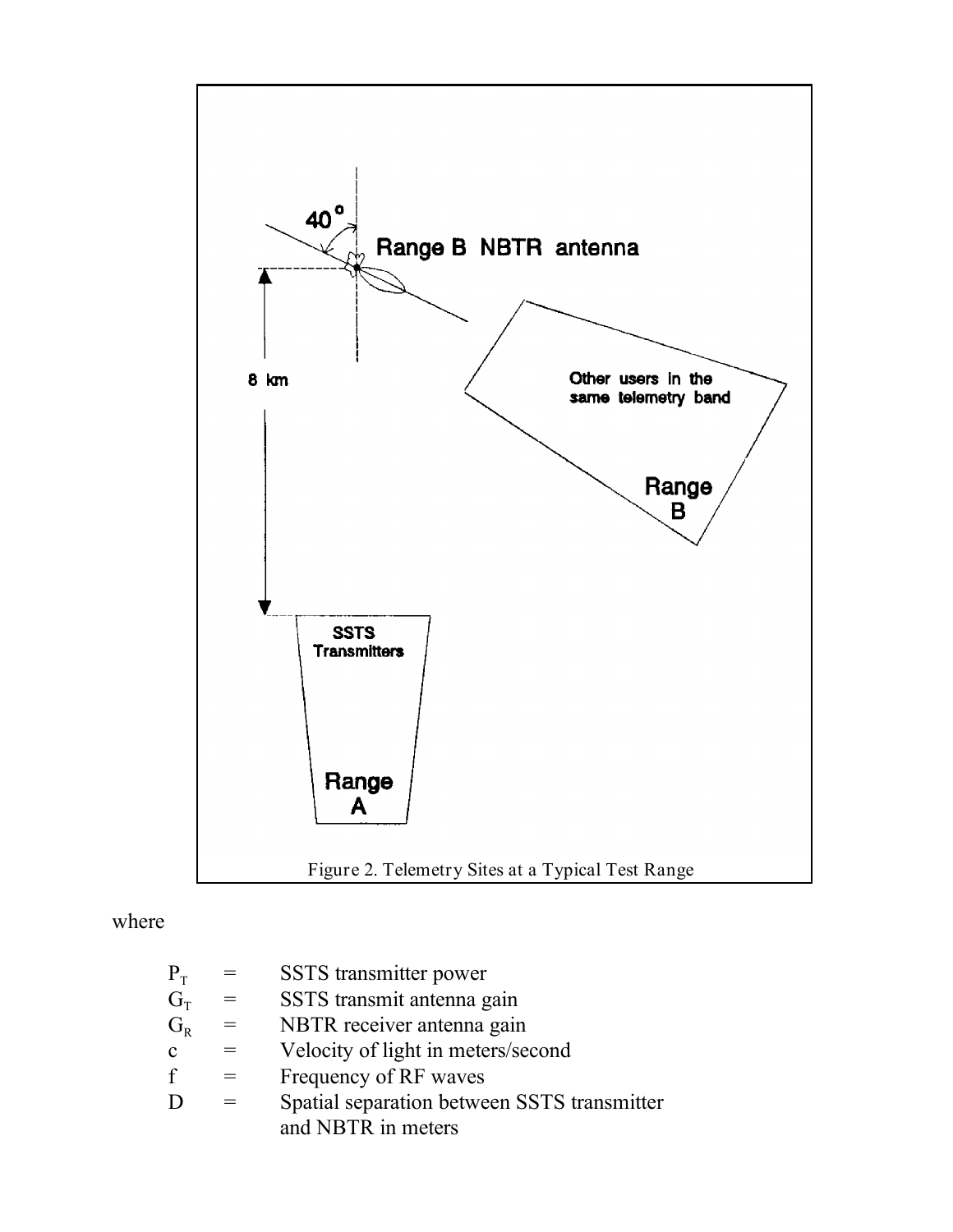Figure 2. Telemetry Sites at a Typical Test Range

where

| | | |
|---|---|---|
| $P_T$ | = | SSTS transmitter power |
| $G_T$ | = | SSTS transmit antenna gain |
| $G_R$ | = | NBTR receiver antenna gain |
| c | = | Velocity of light in meters/second |
| f | = | Frequency of RF waves |
| D | = | Spatial separation between SSTS transmitter and NBTR in meters |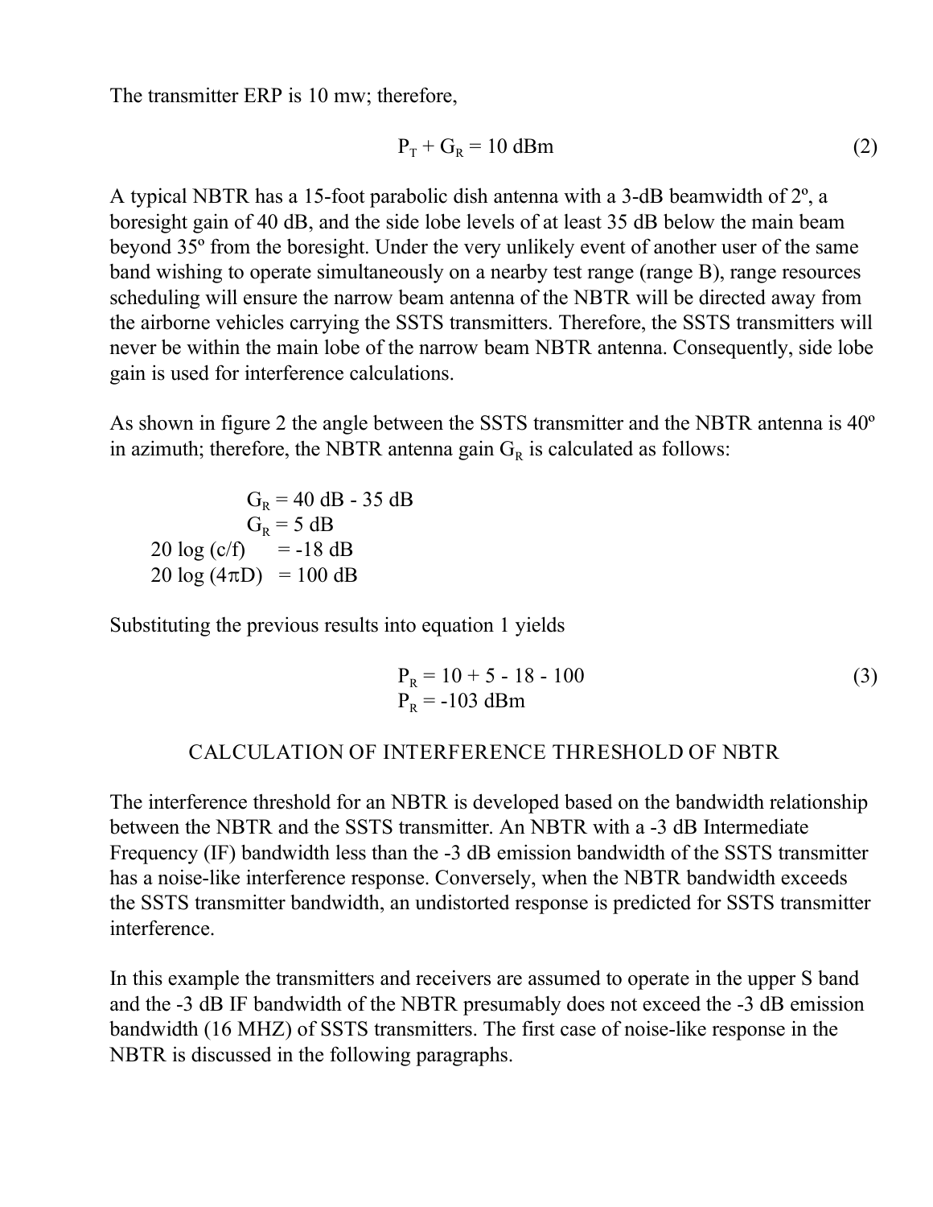The transmitter ERP is 10 mw; therefore,

$$P_T + G_R = 10 \text{ dBm} \tag{2}$$

A typical NBTR has a 15-foot parabolic dish antenna with a 3-dB beamwidth of 2º, a boresight gain of 40 dB, and the side lobe levels of at least 35 dB below the main beam beyond 35º from the boresight. Under the very unlikely event of another user of the same band wishing to operate simultaneously on a nearby test range (range B), range resources scheduling will ensure the narrow beam antenna of the NBTR will be directed away from the airborne vehicles carrying the SSTS transmitters. Therefore, the SSTS transmitters will never be within the main lobe of the narrow beam NBTR antenna. Consequently, side lobe gain is used for interference calculations.

As shown in figure 2 the angle between the SSTS transmitter and the NBTR antenna is 40º in azimuth; therefore, the NBTR antenna gain $G_R$ is calculated as follows:

$$G_R = 40 \text{ dB} - 35 \text{ dB}$$
$$G_R = 5 \text{ dB}$$
$$20 \log (c/f) = -18 \text{ dB}$$
$$20 \log (4\pi D) = 100 \text{ dB}$$

Substituting the previous results into equation 1 yields

$$P_R = 10 + 5 - 18 - 100 \tag{3}$$
$$P_R = -103 \text{ dBm}$$

## CALCULATION OF INTERFERENCE THRESHOLD OF NBTR

The interference threshold for an NBTR is developed based on the bandwidth relationship between the NBTR and the SSTS transmitter. An NBTR with a -3 dB Intermediate Frequency (IF) bandwidth less than the -3 dB emission bandwidth of the SSTS transmitter has a noise-like interference response. Conversely, when the NBTR bandwidth exceeds the SSTS transmitter bandwidth, an undistorted response is predicted for SSTS transmitter interference.

In this example the transmitters and receivers are assumed to operate in the upper S band and the -3 dB IF bandwidth of the NBTR presumably does not exceed the -3 dB emission bandwidth (16 MHZ) of SSTS transmitters. The first case of noise-like response in the NBTR is discussed in the following paragraphs.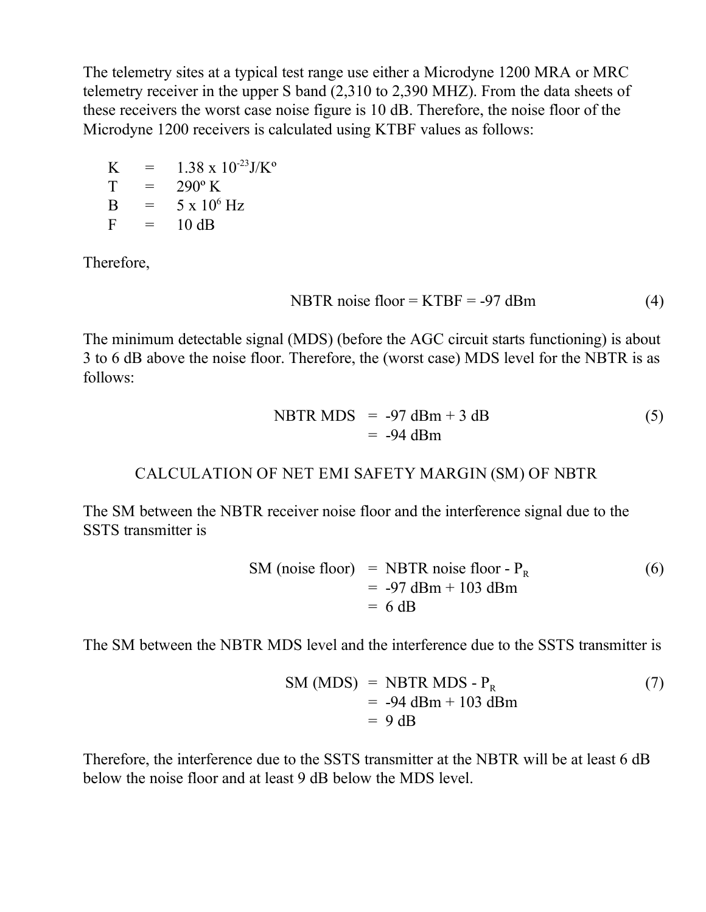The telemetry sites at a typical test range use either a Microdyne 1200 MRA or MRC telemetry receiver in the upper S band (2,310 to 2,390 MHZ). From the data sheets of these receivers the worst case noise figure is 10 dB. Therefore, the noise floor of the Microdyne 1200 receivers is calculated using KTBF values as follows:

$$K = 1.38 \times 10^{-23} \text{J/K}^{\circ}$$

$$T = 290^{\circ} \text{K}$$

$$B = 5 \times 10^{6} \text{ Hz}$$

$$F = 10 \text{ dB}$$

Therefore,

$$\text{NBTR noise floor} = \text{KTBF} = -97 \text{ dBm} \tag{4}$$

The minimum detectable signal (MDS) (before the AGC circuit starts functioning) is about 3 to 6 dB above the noise floor. Therefore, the (worst case) MDS level for the NBTR is as follows:

$$\begin{aligned} \text{NBTR MDS} &= -97 \text{ dBm} + 3 \text{ dB} \\ &= -94 \text{ dBm} \end{aligned} \tag{5}$$

## CALCULATION OF NET EMI SAFETY MARGIN (SM) OF NBTR

The SM between the NBTR receiver noise floor and the interference signal due to the SSTS transmitter is

$$\begin{aligned} \text{SM (noise floor)} &= \text{NBTR noise floor} - P_R \\ &= -97 \text{ dBm} + 103 \text{ dBm} \\ &= 6 \text{ dB} \end{aligned} \tag{6}$$

The SM between the NBTR MDS level and the interference due to the SSTS transmitter is

$$\begin{aligned} \text{SM (MDS)} &= \text{NBTR MDS} - P_R \\ &= -94 \text{ dBm} + 103 \text{ dBm} \\ &= 9 \text{ dB} \end{aligned} \tag{7}$$

Therefore, the interference due to the SSTS transmitter at the NBTR will be at least 6 dB below the noise floor and at least 9 dB below the MDS level.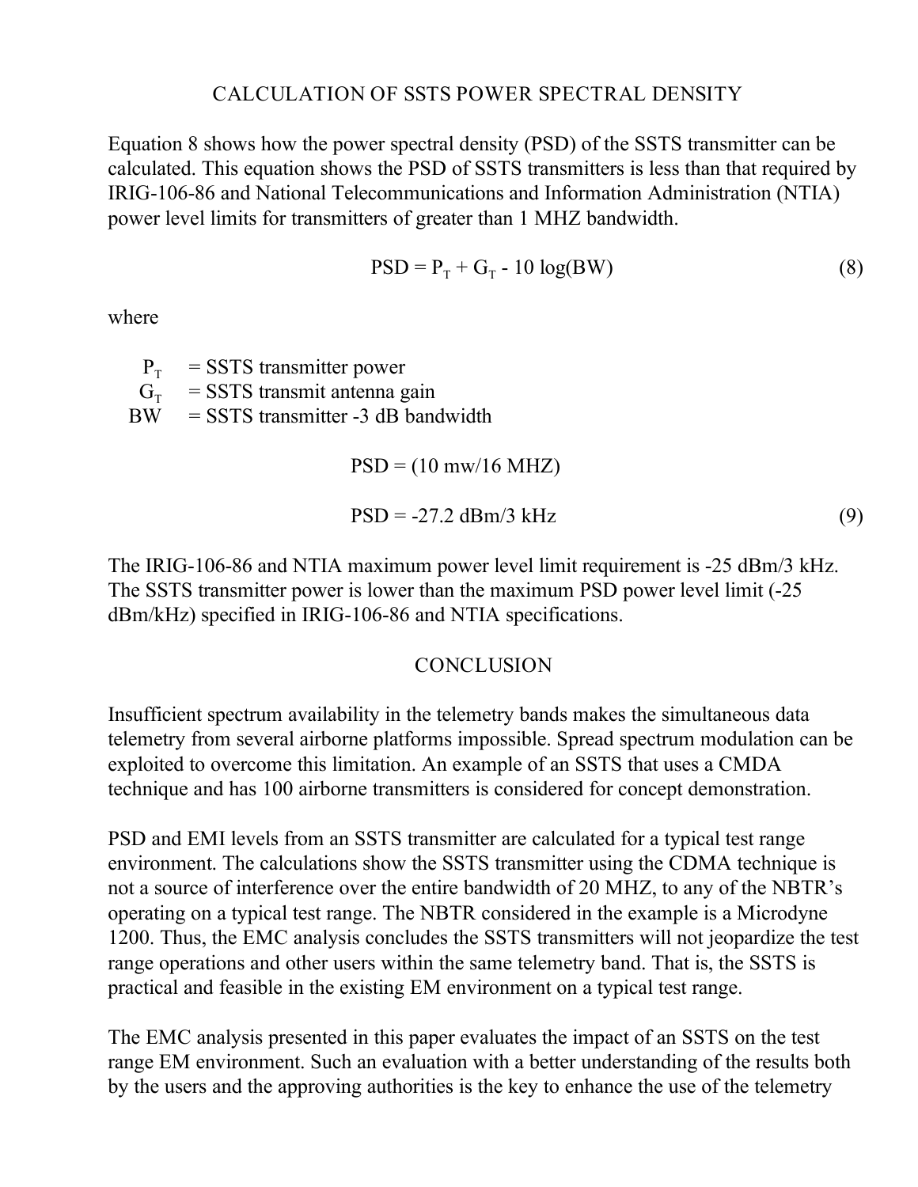## CALCULATION OF SSTS POWER SPECTRAL DENSITY

Equation 8 shows how the power spectral density (PSD) of the SSTS transmitter can be calculated. This equation shows the PSD of SSTS transmitters is less than that required by IRIG-106-86 and National Telecommunications and Information Administration (NTIA) power level limits for transmitters of greater than 1 MHZ bandwidth.

$$PSD = P_T + G_T - 10 \log(BW) \tag{8}$$

where

- $P_T$ = SSTS transmitter power
- $G_T$ = SSTS transmit antenna gain
- $BW$ = SSTS transmitter -3 dB bandwidth

$$PSD = (10 \text{ mw}/16 \text{ MHZ})$$

$$PSD = -27.2 \text{ dBm}/3 \text{ kHz} \tag{9}$$

The IRIG-106-86 and NTIA maximum power level limit requirement is -25 dBm/3 kHz. The SSTS transmitter power is lower than the maximum PSD power level limit (-25 dBm/kHz) specified in IRIG-106-86 and NTIA specifications.

## CONCLUSION

Insufficient spectrum availability in the telemetry bands makes the simultaneous data telemetry from several airborne platforms impossible. Spread spectrum modulation can be exploited to overcome this limitation. An example of an SSTS that uses a CMDA technique and has 100 airborne transmitters is considered for concept demonstration.

PSD and EMI levels from an SSTS transmitter are calculated for a typical test range environment. The calculations show the SSTS transmitter using the CDMA technique is not a source of interference over the entire bandwidth of 20 MHZ, to any of the NBTR's operating on a typical test range. The NBTR considered in the example is a Microdyne 1200. Thus, the EMC analysis concludes the SSTS transmitters will not jeopardize the test range operations and other users within the same telemetry band. That is, the SSTS is practical and feasible in the existing EM environment on a typical test range.

The EMC analysis presented in this paper evaluates the impact of an SSTS on the test range EM environment. Such an evaluation with a better understanding of the results both by the users and the approving authorities is the key to enhance the use of the telemetry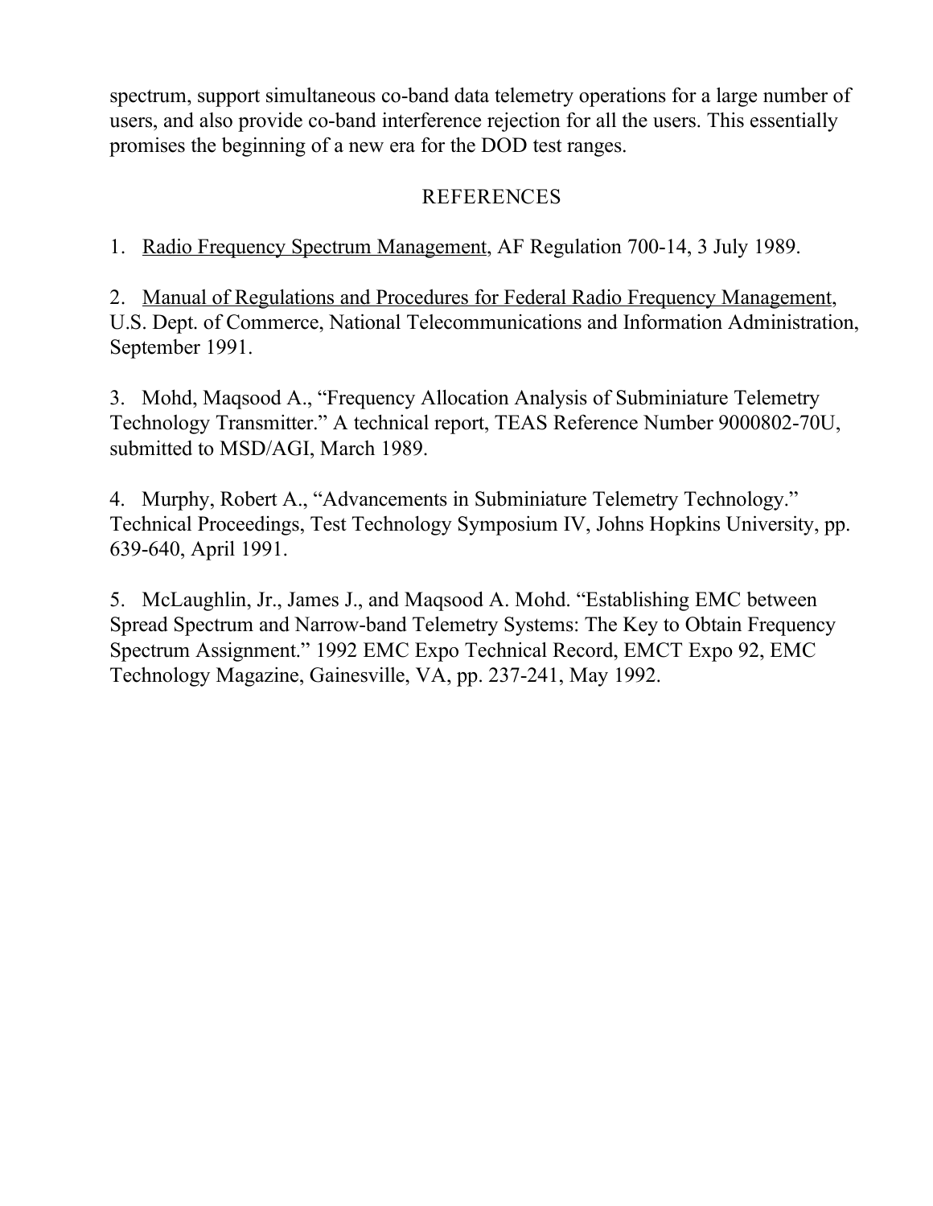spectrum, support simultaneous co-band data telemetry operations for a large number of users, and also provide co-band interference rejection for all the users. This essentially promises the beginning of a new era for the DOD test ranges.

## REFERENCES

1. Radio Frequency Spectrum Management, AF Regulation 700-14, 3 July 1989.

2. Manual of Regulations and Procedures for Federal Radio Frequency Management, U.S. Dept. of Commerce, National Telecommunications and Information Administration, September 1991.

3. Mohd, Maqsood A., "Frequency Allocation Analysis of Subminiature Telemetry Technology Transmitter." A technical report, TEAS Reference Number 9000802-70U, submitted to MSD/AGI, March 1989.

4. Murphy, Robert A., "Advancements in Subminiature Telemetry Technology." Technical Proceedings, Test Technology Symposium IV, Johns Hopkins University, pp. 639-640, April 1991.

5. McLaughlin, Jr., James J., and Maqsood A. Mohd. "Establishing EMC between Spread Spectrum and Narrow-band Telemetry Systems: The Key to Obtain Frequency Spectrum Assignment." 1992 EMC Expo Technical Record, EMCT Expo 92, EMC Technology Magazine, Gainesville, VA, pp. 237-241, May 1992.